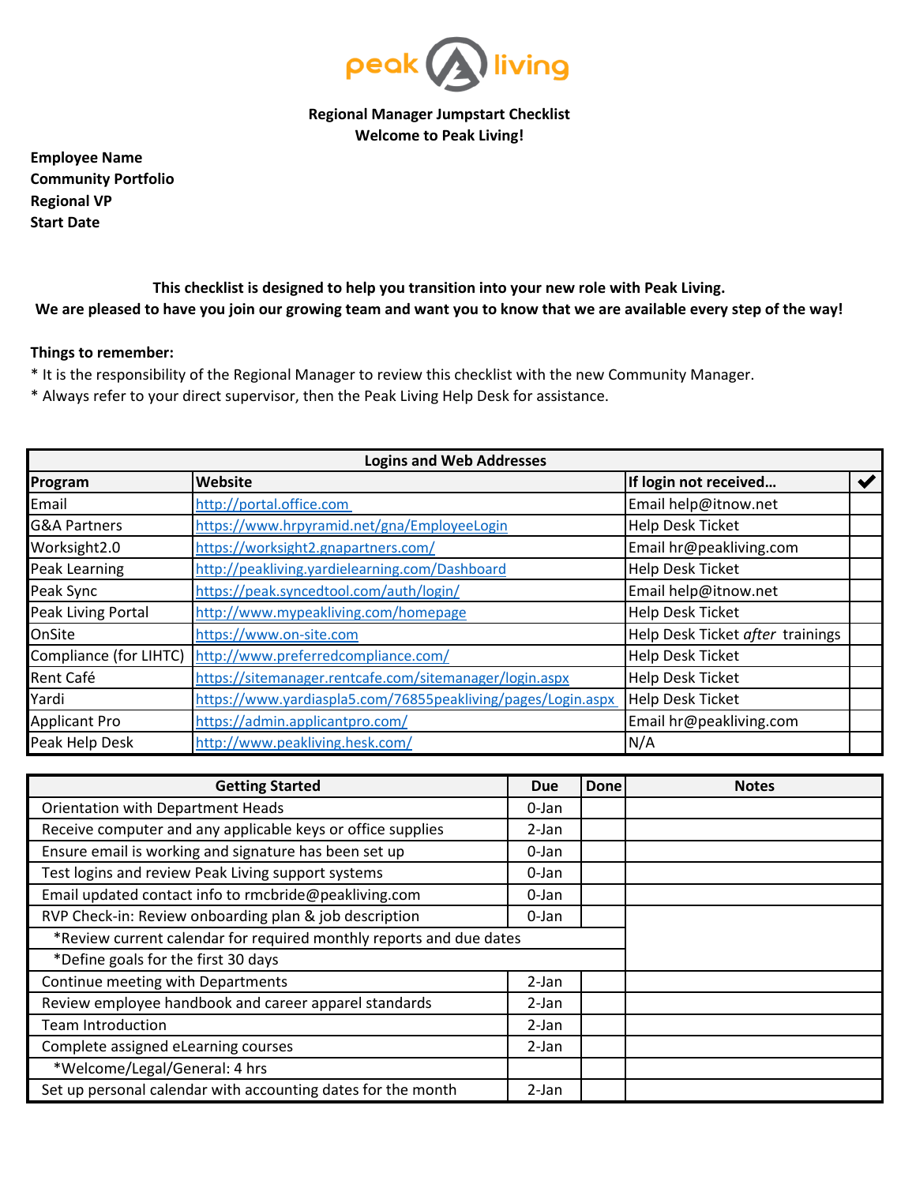peak living

**Regional Manager Jumpstart Checklist**
**Welcome to Peak Living!**

**Employee Name**
**Community Portfolio**
**Regional VP**
**Start Date**

**This checklist is designed to help you transition into your new role with Peak Living.**
**We are pleased to have you join our growing team and want you to know that we are available every step of the way!**

**Things to remember:**
* It is the responsibility of the Regional Manager to review this checklist with the new Community Manager.
* Always refer to your direct supervisor, then the Peak Living Help Desk for assistance.

| **Logins and Web Addresses** | | | |
|---|---|---|---|
| **Program** | **Website** | **If login not received…** | ✔ |
| Email | http://portal.office.com | Email help@itnow.net | |
| G&A Partners | https://www.hrpyramid.net/gna/EmployeeLogin | Help Desk Ticket | |
| Worksight2.0 | https://worksight2.gnapartners.com/ | Email hr@peakliving.com | |
| Peak Learning | http://peakliving.yardielearning.com/Dashboard | Help Desk Ticket | |
| Peak Sync | https://peak.syncedtool.com/auth/login/ | Email help@itnow.net | |
| Peak Living Portal | http://www.mypeakliving.com/homepage | Help Desk Ticket | |
| OnSite | https://www.on-site.com | Help Desk Ticket *after* trainings | |
| Compliance (for LIHTC) | http://www.preferredcompliance.com/ | Help Desk Ticket | |
| Rent Café | https://sitemanager.rentcafe.com/sitemanager/login.aspx | Help Desk Ticket | |
| Yardi | https://www.yardiaspla5.com/76855peakliving/pages/Login.aspx | Help Desk Ticket | |
| Applicant Pro | https://admin.applicantpro.com/ | Email hr@peakliving.com | |
| Peak Help Desk | http://www.peakliving.hesk.com/ | N/A | |

| **Getting Started** | **Due** | **Done** | **Notes** |
|---|---|---|---|
| Orientation with Department Heads | 0-Jan | | |
| Receive computer and any applicable keys or office supplies | 2-Jan | | |
| Ensure email is working and signature has been set up | 0-Jan | | |
| Test logins and review Peak Living support systems | 0-Jan | | |
| Email updated contact info to rmcbride@peakliving.com | 0-Jan | | |
| RVP Check-in: Review onboarding plan & job description | 0-Jan | | |
| *Review current calendar for required monthly reports and due dates | | | |
| *Define goals for the first 30 days | | | |
| Continue meeting with Departments | 2-Jan | | |
| Review employee handbook and career apparel standards | 2-Jan | | |
| Team Introduction | 2-Jan | | |
| Complete assigned eLearning courses | 2-Jan | | |
| *Welcome/Legal/General: 4 hrs | | | |
| Set up personal calendar with accounting dates for the month | 2-Jan | | |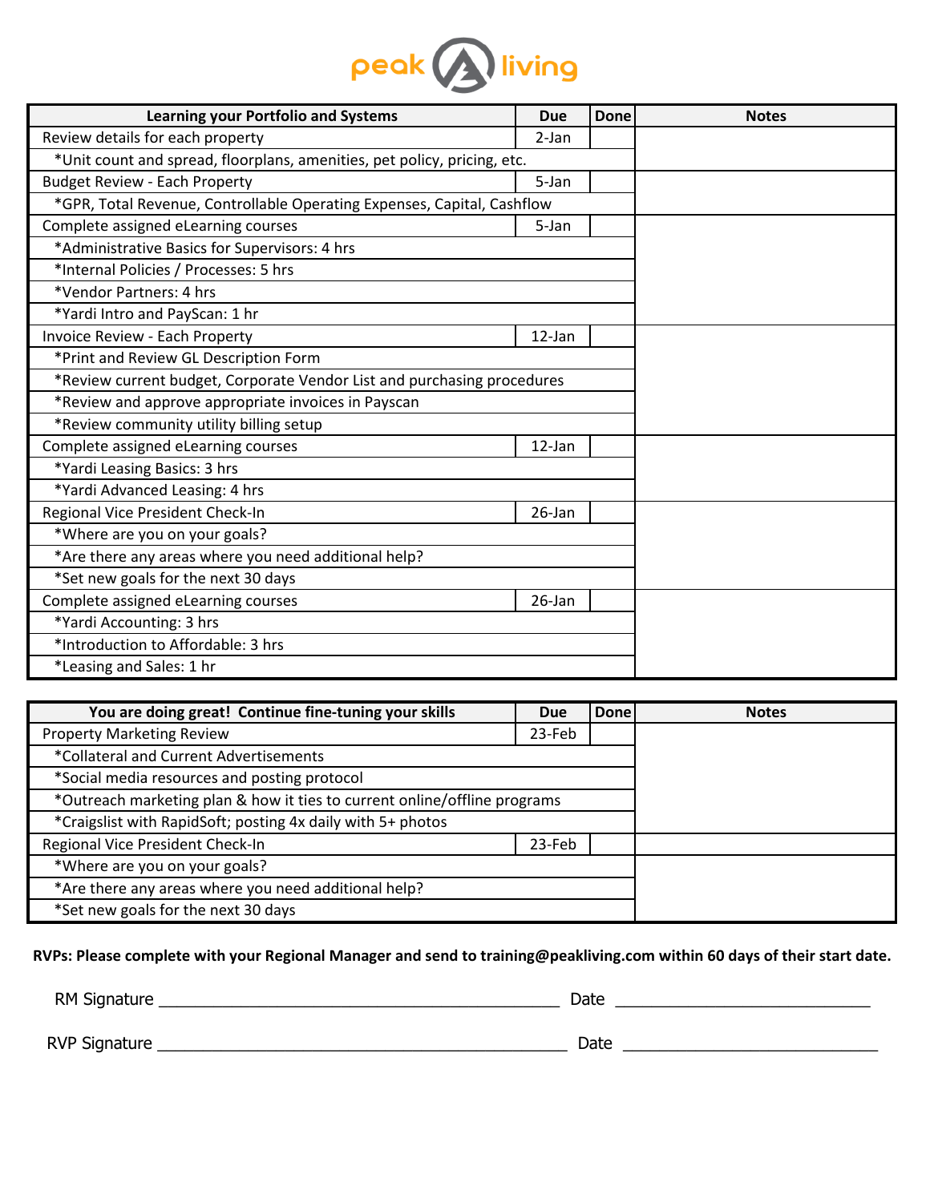peak living

| Learning your Portfolio and Systems | Due | Done | Notes |
| --- | --- | --- | --- |
| Review details for each property | 2-Jan | | |
| *Unit count and spread, floorplans, amenities, pet policy, pricing, etc. | | | |
| Budget Review - Each Property | 5-Jan | | |
| *GPR, Total Revenue, Controllable Operating Expenses, Capital, Cashflow | | | |
| Complete assigned eLearning courses | 5-Jan | | |
| *Administrative Basics for Supervisors: 4 hrs | | | |
| *Internal Policies / Processes: 5 hrs | | | |
| *Vendor Partners: 4 hrs | | | |
| *Yardi Intro and PayScan: 1 hr | | | |
| Invoice Review - Each Property | 12-Jan | | |
| *Print and Review GL Description Form | | | |
| *Review current budget, Corporate Vendor List and purchasing procedures | | | |
| *Review and approve appropriate invoices in Payscan | | | |
| *Review community utility billing setup | | | |
| Complete assigned eLearning courses | 12-Jan | | |
| *Yardi Leasing Basics: 3 hrs | | | |
| *Yardi Advanced Leasing: 4 hrs | | | |
| Regional Vice President Check-In | 26-Jan | | |
| *Where are you on your goals? | | | |
| *Are there any areas where you need additional help? | | | |
| *Set new goals for the next 30 days | | | |
| Complete assigned eLearning courses | 26-Jan | | |
| *Yardi Accounting: 3 hrs | | | |
| *Introduction to Affordable: 3 hrs | | | |
| *Leasing and Sales: 1 hr | | | |

| You are doing great! Continue fine-tuning your skills | Due | Done | Notes |
| --- | --- | --- | --- |
| Property Marketing Review | 23-Feb | | |
| *Collateral and Current Advertisements | | | |
| *Social media resources and posting protocol | | | |
| *Outreach marketing plan & how it ties to current online/offline programs | | | |
| *Craigslist with RapidSoft; posting 4x daily with 5+ photos | | | |
| Regional Vice President Check-In | 23-Feb | | |
| *Where are you on your goals? | | | |
| *Are there any areas where you need additional help? | | | |
| *Set new goals for the next 30 days | | | |

**RVPs: Please complete with your Regional Manager and send to training@peakliving.com within 60 days of their start date.**

RM Signature \_\_\_\_\_\_\_\_\_\_\_\_\_\_\_\_\_\_\_\_\_\_\_\_\_\_\_\_\_\_\_\_\_\_\_\_\_\_\_\_ Date \_\_\_\_\_\_\_\_\_\_\_\_\_\_\_\_\_\_\_\_\_\_\_\_\_\_

RVP Signature \_\_\_\_\_\_\_\_\_\_\_\_\_\_\_\_\_\_\_\_\_\_\_\_\_\_\_\_\_\_\_\_\_\_\_\_\_\_\_\_ Date \_\_\_\_\_\_\_\_\_\_\_\_\_\_\_\_\_\_\_\_\_\_\_\_\_\_